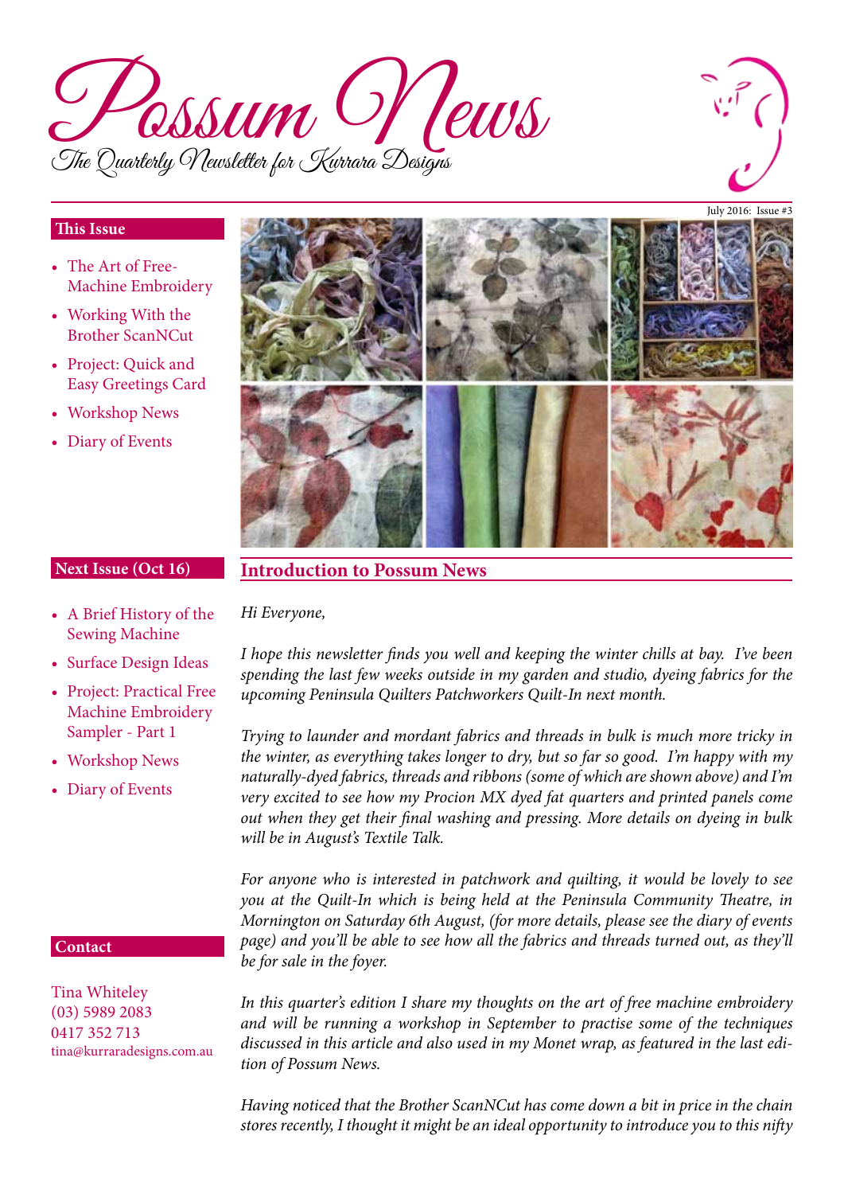# Possum News

The Quarterly Newsletter for Kurrara Designs

July 2016: Issue #3

## This Issue

- The Art of Free-Machine Embroidery
- Working With the Brother ScanNCut
- Project: Quick and Easy Greetings Card
- Workshop News
- Diary of Events

## Next Issue (Oct 16)

- A Brief History of the Sewing Machine
- Surface Design Ideas
- Project: Practical Free Machine Embroidery Sampler - Part 1
- Workshop News
- Diary of Events

## Contact

Tina Whiteley
(03) 5989 2083
0417 352 713
tina@kurraradesigns.com.au

## Introduction to Possum News

*Hi Everyone,*

*I hope this newsletter finds you well and keeping the winter chills at bay. I've been spending the last few weeks outside in my garden and studio, dyeing fabrics for the upcoming Peninsula Quilters Patchworkers Quilt-In next month.*

*Trying to launder and mordant fabrics and threads in bulk is much more tricky in the winter, as everything takes longer to dry, but so far so good. I'm happy with my naturally-dyed fabrics, threads and ribbons (some of which are shown above) and I'm very excited to see how my Procion MX dyed fat quarters and printed panels come out when they get their final washing and pressing. More details on dyeing in bulk will be in August's Textile Talk.*

*For anyone who is interested in patchwork and quilting, it would be lovely to see you at the Quilt-In which is being held at the Peninsula Community Theatre, in Mornington on Saturday 6th August, (for more details, please see the diary of events page) and you'll be able to see how all the fabrics and threads turned out, as they'll be for sale in the foyer.*

*In this quarter's edition I share my thoughts on the art of free machine embroidery and will be running a workshop in September to practise some of the techniques discussed in this article and also used in my Monet wrap, as featured in the last edition of Possum News.*

*Having noticed that the Brother ScanNCut has come down a bit in price in the chain stores recently, I thought it might be an ideal opportunity to introduce you to this nifty*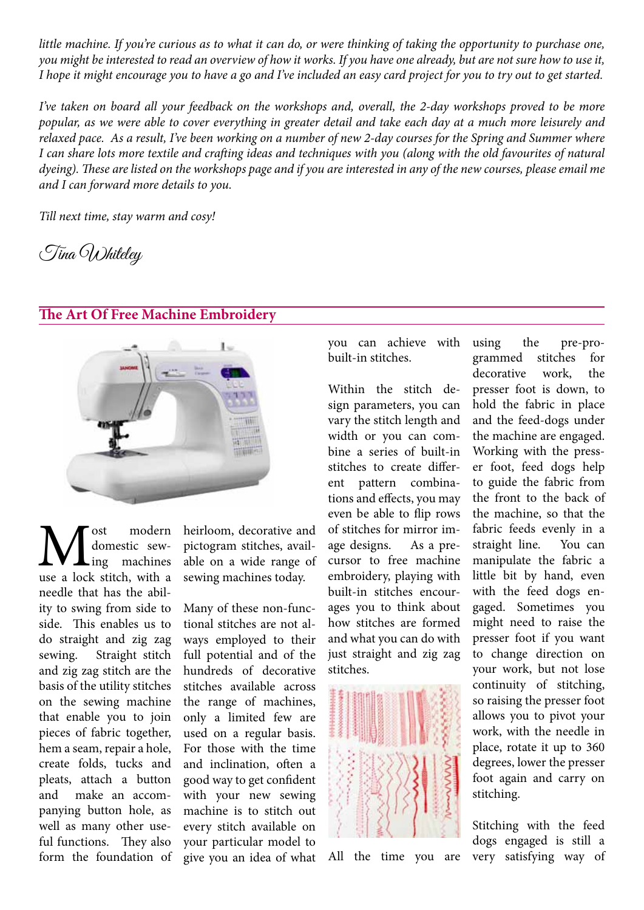*little machine. If you're curious as to what it can do, or were thinking of taking the opportunity to purchase one, you might be interested to read an overview of how it works. If you have one already, but are not sure how to use it, I hope it might encourage you to have a go and I've included an easy card project for you to try out to get started.*

*I've taken on board all your feedback on the workshops and, overall, the 2-day workshops proved to be more popular, as we were able to cover everything in greater detail and take each day at a much more leisurely and relaxed pace. As a result, I've been working on a number of new 2-day courses for the Spring and Summer where I can share lots more textile and crafting ideas and techniques with you (along with the old favourites of natural dyeing). These are listed on the workshops page and if you are interested in any of the new courses, please email me and I can forward more details to you.*

*Till next time, stay warm and cosy!*

*Tina Whiteley*

## The Art Of Free Machine Embroidery

Most modern domestic sewing machines use a lock stitch, with a needle that has the ability to swing from side to side. This enables us to do straight and zig zag sewing. Straight stitch and zig zag stitch are the basis of the utility stitches on the sewing machine that enable you to join pieces of fabric together, hem a seam, repair a hole, create folds, tucks and pleats, attach a button and make an accompanying button hole, as well as many other useful functions. They also form the foundation of heirloom, decorative and pictogram stitches, available on a wide range of sewing machines today.

Many of these non-functional stitches are not always employed to their full potential and of the hundreds of decorative stitches available across the range of machines, only a limited few are used on a regular basis. For those with the time and inclination, often a good way to get confident with your new sewing machine is to stitch out every stitch available on your particular model to give you an idea of what you can achieve with built-in stitches.

Within the stitch design parameters, you can vary the stitch length and width or you can combine a series of built-in stitches to create different pattern combinations and effects, you may even be able to flip rows of stitches for mirror image designs. As a precursor to free machine embroidery, playing with built-in stitches encourages you to think about how stitches are formed and what you can do with just straight and zig zag stitches.

All the time you are using the pre-programmed stitches for decorative work, the presser foot is down, to hold the fabric in place and the feed-dogs under the machine are engaged. Working with the presser foot, feed dogs help to guide the fabric from the front to the back of the machine, so that the fabric feeds evenly in a straight line. You can manipulate the fabric a little bit by hand, even with the feed dogs engaged. Sometimes you might need to raise the presser foot if you want to change direction on your work, but not lose continuity of stitching, so raising the presser foot allows you to pivot your work, with the needle in place, rotate it up to 360 degrees, lower the presser foot again and carry on stitching.

Stitching with the feed dogs engaged is still a very satisfying way of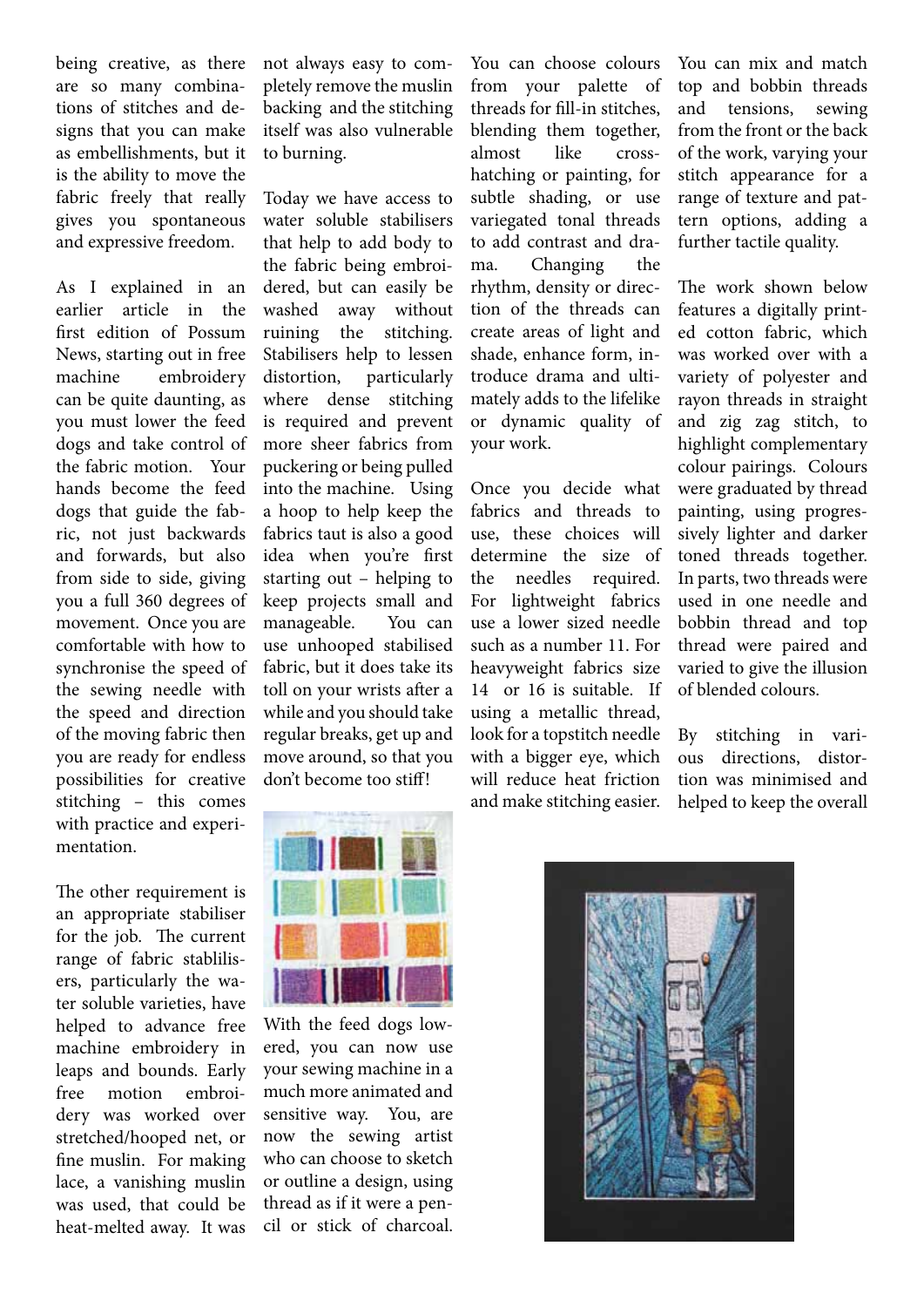being creative, as there are so many combinations of stitches and designs that you can make as embellishments, but it is the ability to move the fabric freely that really gives you spontaneous and expressive freedom.

As I explained in an earlier article in the first edition of Possum News, starting out in free machine embroidery can be quite daunting, as you must lower the feed dogs and take control of the fabric motion. Your hands become the feed dogs that guide the fabric, not just backwards and forwards, but also from side to side, giving you a full 360 degrees of movement. Once you are comfortable with how to synchronise the speed of the sewing needle with the speed and direction of the moving fabric then you are ready for endless possibilities for creative stitching – this comes with practice and experimentation.

The other requirement is an appropriate stabiliser for the job. The current range of fabric stablilisers, particularly the water soluble varieties, have helped to advance free machine embroidery in leaps and bounds. Early free motion embroidery was worked over stretched/hooped net, or fine muslin. For making lace, a vanishing muslin was used, that could be heat-melted away. It was not always easy to completely remove the muslin backing and the stitching itself was also vulnerable to burning.

Today we have access to water soluble stabilisers that help to add body to the fabric being embroidered, but can easily be washed away without ruining the stitching. Stabilisers help to lessen distortion, particularly where dense stitching is required and prevent more sheer fabrics from puckering or being pulled into the machine. Using a hoop to help keep the fabrics taut is also a good idea when you're first starting out – helping to keep projects small and manageable. You can use unhooped stabilised fabric, but it does take its toll on your wrists after a while and you should take regular breaks, get up and move around, so that you don't become too stiff!

With the feed dogs lowered, you can now use your sewing machine in a much more animated and sensitive way. You, are now the sewing artist who can choose to sketch or outline a design, using thread as if it were a pencil or stick of charcoal. You can choose colours from your palette of threads for fill-in stitches, blending them together, almost like cross-hatching or painting, for subtle shading, or use variegated tonal threads to add contrast and drama. Changing the rhythm, density or direction of the threads can create areas of light and shade, enhance form, introduce drama and ultimately adds to the lifelike or dynamic quality of your work.

Once you decide what fabrics and threads to use, these choices will determine the size of the needles required. For lightweight fabrics use a lower sized needle such as a number 11. For heavyweight fabrics size 14 or 16 is suitable. If using a metallic thread, look for a topstitch needle with a bigger eye, which will reduce heat friction and make stitching easier.

You can mix and match top and bobbin threads and tensions, sewing from the front or the back of the work, varying your stitch appearance for a range of texture and pattern options, adding a further tactile quality.

The work shown below features a digitally printed cotton fabric, which was worked over with a variety of polyester and rayon threads in straight and zig zag stitch, to highlight complementary colour pairings. Colours were graduated by thread painting, using progressively lighter and darker toned threads together. In parts, two threads were used in one needle and bobbin thread and top thread were paired and varied to give the illusion of blended colours.

By stitching in various directions, distortion was minimised and helped to keep the overall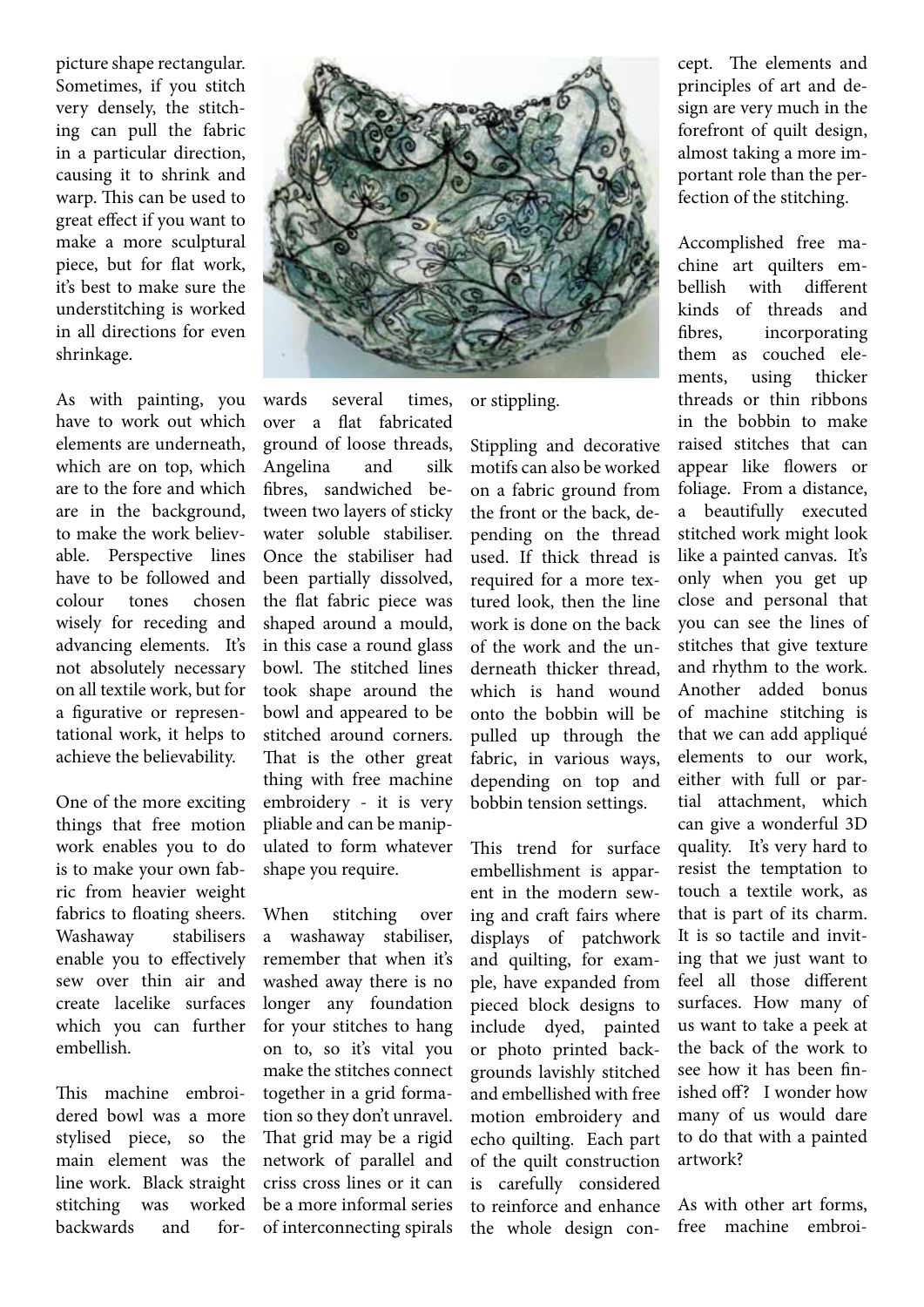picture shape rectangular. Sometimes, if you stitch very densely, the stitching can pull the fabric in a particular direction, causing it to shrink and warp. This can be used to great effect if you want to make a more sculptural piece, but for flat work, it's best to make sure the understitching is worked in all directions for even shrinkage.

As with painting, you have to work out which elements are underneath, which are on top, which are to the fore and which are in the background, to make the work believable. Perspective lines have to be followed and colour tones chosen wisely for receding and advancing elements. It's not absolutely necessary on all textile work, but for a figurative or representational work, it helps to achieve the believability.

One of the more exciting things that free motion work enables you to do is to make your own fabric from heavier weight fabrics to floating sheers. Washaway stabilisers enable you to effectively sew over thin air and create lacelike surfaces which you can further embellish.

This machine embroidered bowl was a more stylised piece, so the main element was the line work. Black straight stitching was worked backwards and forwards several times, over a flat fabricated ground of loose threads, Angelina and silk fibres, sandwiched between two layers of sticky water soluble stabiliser. Once the stabiliser had been partially dissolved, the flat fabric piece was shaped around a mould, in this case a round glass bowl. The stitched lines took shape around the bowl and appeared to be stitched around corners. That is the other great thing with free machine embroidery - it is very pliable and can be manipulated to form whatever shape you require.

When stitching over a washaway stabiliser, remember that when it's washed away there is no longer any foundation for your stitches to hang on to, so it's vital you make the stitches connect together in a grid formation so they don't unravel. That grid may be a rigid network of parallel and criss cross lines or it can be a more informal series of interconnecting spirals or stippling.

Stippling and decorative motifs can also be worked on a fabric ground from the front or the back, depending on the thread used. If thick thread is required for a more textured look, then the line work is done on the back of the work and the underneath thicker thread, which is hand wound onto the bobbin will be pulled up through the fabric, in various ways, depending on top and bobbin tension settings.

This trend for surface embellishment is apparent in the modern sewing and craft fairs where displays of patchwork and quilting, for example, have expanded from pieced block designs to include dyed, painted or photo printed backgrounds lavishly stitched and embellished with free motion embroidery and echo quilting. Each part of the quilt construction is carefully considered to reinforce and enhance the whole design concept. The elements and principles of art and design are very much in the forefront of quilt design, almost taking a more important role than the perfection of the stitching.

Accomplished free machine art quilters embellish with different kinds of threads and fibres, incorporating them as couched elements, using thicker threads or thin ribbons in the bobbin to make raised stitches that can appear like flowers or foliage. From a distance, a beautifully executed stitched work might look like a painted canvas. It's only when you get up close and personal that you can see the lines of stitches that give texture and rhythm to the work. Another added bonus of machine stitching is that we can add appliqué elements to our work, either with full or partial attachment, which can give a wonderful 3D quality. It's very hard to resist the temptation to touch a textile work, as that is part of its charm. It is so tactile and inviting that we just want to feel all those different surfaces. How many of us want to take a peek at the back of the work to see how it has been finished off? I wonder how many of us would dare to do that with a painted artwork?

As with other art forms, free machine embroi-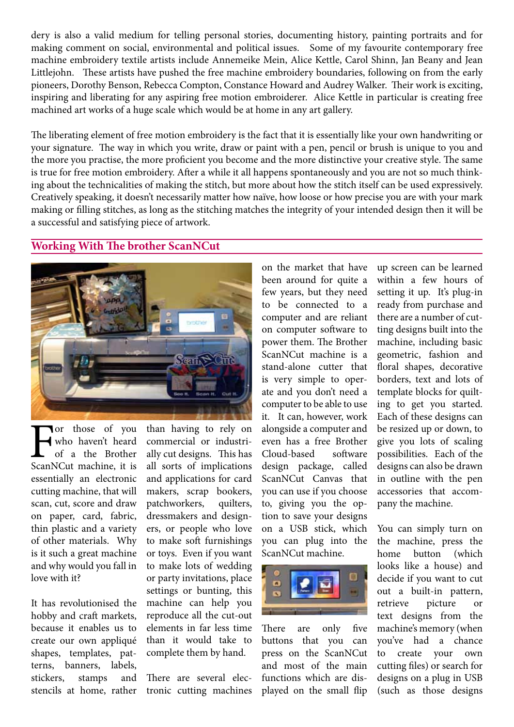dery is also a valid medium for telling personal stories, documenting history, painting portraits and for making comment on social, environmental and political issues. Some of my favourite contemporary free machine embroidery textile artists include Annemeike Mein, Alice Kettle, Carol Shinn, Jan Beany and Jean Littlejohn. These artists have pushed the free machine embroidery boundaries, following on from the early pioneers, Dorothy Benson, Rebecca Compton, Constance Howard and Audrey Walker. Their work is exciting, inspiring and liberating for any aspiring free motion embroiderer. Alice Kettle in particular is creating free machined art works of a huge scale which would be at home in any art gallery.

The liberating element of free motion embroidery is the fact that it is essentially like your own handwriting or your signature. The way in which you write, draw or paint with a pen, pencil or brush is unique to you and the more you practise, the more proficient you become and the more distinctive your creative style. The same is true for free motion embroidery. After a while it all happens spontaneously and you are not so much thinking about the technicalities of making the stitch, but more about how the stitch itself can be used expressively. Creatively speaking, it doesn't necessarily matter how naïve, how loose or how precise you are with your mark making or filling stitches, as long as the stitching matches the integrity of your intended design then it will be a successful and satisfying piece of artwork.

## Working With The brother ScanNCut

For those of you who haven't heard of a the Brother ScanNCut machine, it is essentially an electronic cutting machine, that will scan, cut, score and draw on paper, card, fabric, thin plastic and a variety of other materials. Why is it such a great machine and why would you fall in love with it?

It has revolutionised the hobby and craft markets, because it enables us to create our own appliqué shapes, templates, patterns, banners, labels, stickers, stamps and stencils at home, rather than having to rely on commercial or industrially cut designs. This has all sorts of implications and applications for card makers, scrap bookers, patchworkers, quilters, dressmakers and designers, or people who love to make soft furnishings or toys. Even if you want to make lots of wedding or party invitations, place settings or bunting, this machine can help you reproduce all the cut-out elements in far less time than it would take to complete them by hand.

There are several electronic cutting machines on the market that have been around for quite a few years, but they need to be connected to a computer and are reliant on computer software to power them. The Brother ScanNCut machine is a stand-alone cutter that is very simple to operate and you don't need a computer to be able to use it. It can, however, work alongside a computer and even has a free Brother Cloud-based software design package, called ScanNCut Canvas that you can use if you choose to, giving you the option to save your designs on a USB stick, which you can plug into the ScanNCut machine.

There are only five buttons that you can press on the ScanNCut and most of the main functions which are displayed on the small flip up screen can be learned within a few hours of setting it up. It's plug-in ready from purchase and there are a number of cutting designs built into the machine, including basic geometric, fashion and floral shapes, decorative borders, text and lots of template blocks for quilting to get you started. Each of these designs can be resized up or down, to give you lots of scaling possibilities. Each of the designs can also be drawn in outline with the pen accessories that accompany the machine.

You can simply turn on the machine, press the home button (which looks like a house) and decide if you want to cut out a built-in pattern, retrieve picture or text designs from the machine's memory (when you've had a chance to create your own cutting files) or search for designs on a plug in USB (such as those designs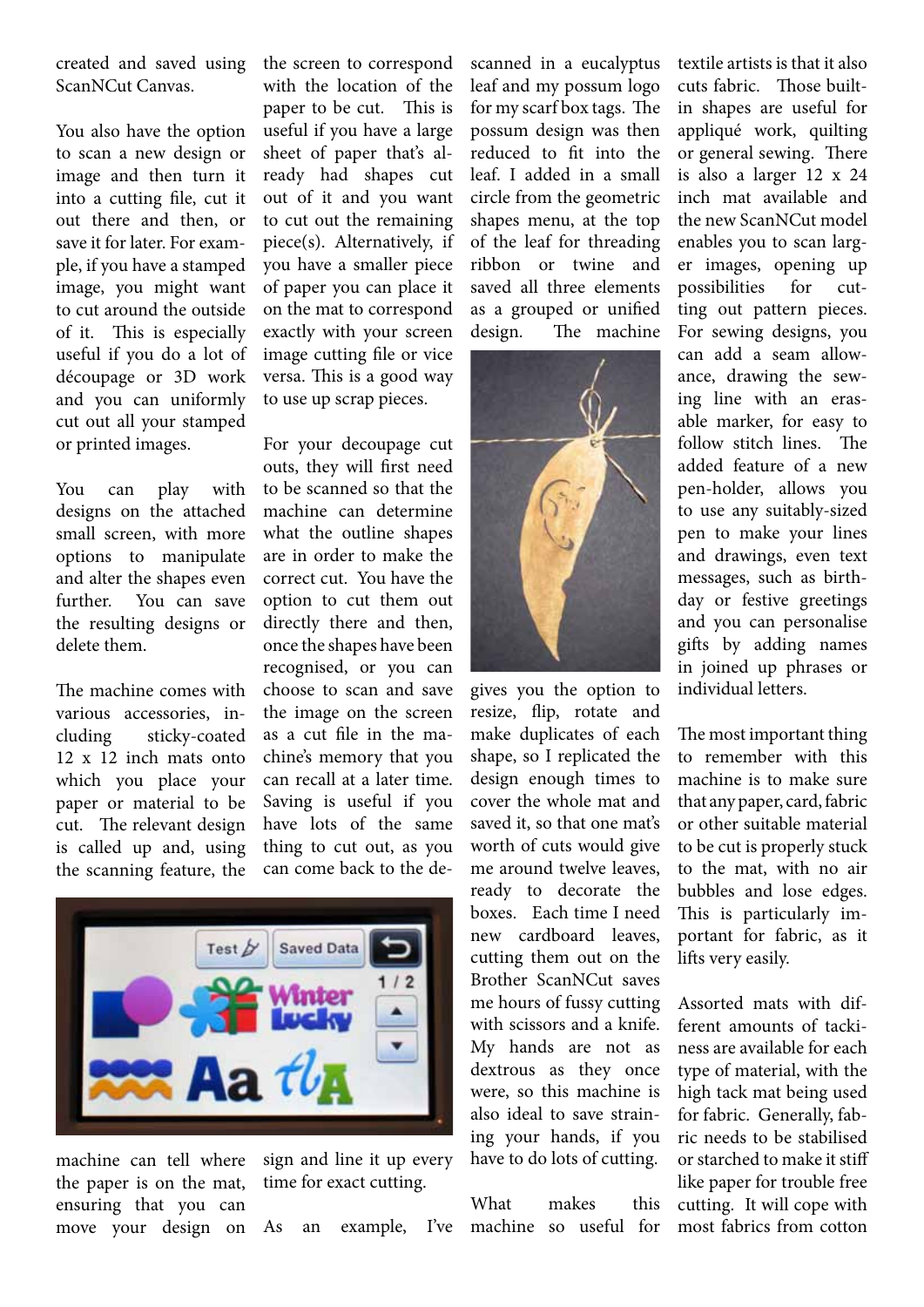created and saved using ScanNCut Canvas.

You also have the option to scan a new design or image and then turn it into a cutting file, cut it out there and then, or save it for later. For example, if you have a stamped image, you might want to cut around the outside of it. This is especially useful if you do a lot of découpage or 3D work and you can uniformly cut out all your stamped or printed images.

You can play with designs on the attached small screen, with more options to manipulate and alter the shapes even further. You can save the resulting designs or delete them.

The machine comes with various accessories, including sticky-coated 12 x 12 inch mats onto which you place your paper or material to be cut. The relevant design is called up and, using the scanning feature, the machine can tell where the paper is on the mat, ensuring that you can move your design on the screen to correspond with the location of the paper to be cut. This is useful if you have a large sheet of paper that's already had shapes cut out of it and you want to cut out the remaining piece(s). Alternatively, if you have a smaller piece of paper you can place it on the mat to correspond exactly with your screen image cutting file or vice versa. This is a good way to use up scrap pieces.

For your decoupage cut outs, they will first need to be scanned so that the machine can determine what the outline shapes are in order to make the correct cut. You have the option to cut them out directly there and then, once the shapes have been recognised, or you can choose to scan and save the image on the screen as a cut file in the machine's memory that you can recall at a later time. Saving is useful if you have lots of the same thing to cut out, as you can come back to the design and line it up every time for exact cutting.

As an example, I've scanned in a eucalyptus leaf and my possum logo for my scarf box tags. The possum design was then reduced to fit into the leaf. I added in a small circle from the geometric shapes menu, at the top of the leaf for threading ribbon or twine and saved all three elements as a grouped or unified design. The machine gives you the option to resize, flip, rotate and make duplicates of each shape, so I replicated the design enough times to cover the whole mat and saved it, so that one mat's worth of cuts would give me around twelve leaves, ready to decorate the boxes. Each time I need new cardboard leaves, cutting them out on the Brother ScanNCut saves me hours of fussy cutting with scissors and a knife. My hands are not as dextrous as they once were, so this machine is also ideal to save straining your hands, if you have to do lots of cutting.

What makes this machine so useful for textile artists is that it also cuts fabric. Those built-in shapes are useful for appliqué work, quilting or general sewing. There is also a larger 12 x 24 inch mat available and the new ScanNCut model enables you to scan larger images, opening up possibilities for cutting out pattern pieces. For sewing designs, you can add a seam allowance, drawing the sewing line with an erasable marker, for easy to follow stitch lines. The added feature of a new pen-holder, allows you to use any suitably-sized pen to make your lines and drawings, even text messages, such as birthday or festive greetings and you can personalise gifts by adding names in joined up phrases or individual letters.

The most important thing to remember with this machine is to make sure that any paper, card, fabric or other suitable material to be cut is properly stuck to the mat, with no air bubbles and lose edges. This is particularly important for fabric, as it lifts very easily.

Assorted mats with different amounts of tackiness are available for each type of material, with the high tack mat being used for fabric. Generally, fabric needs to be stabilised or starched to make it stiff like paper for trouble free cutting. It will cope with most fabrics from cotton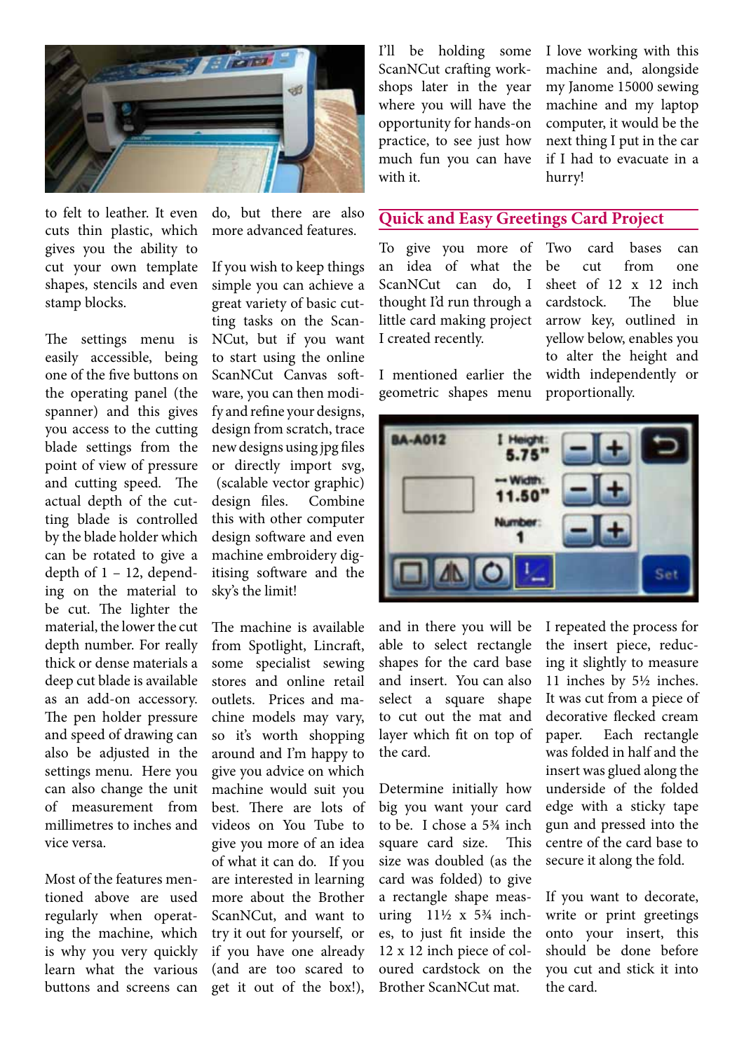to felt to leather. It even cuts thin plastic, which gives you the ability to cut your own template shapes, stencils and even stamp blocks.

The settings menu is easily accessible, being one of the five buttons on the operating panel (the spanner) and this gives you access to the cutting blade settings from the point of view of pressure and cutting speed. The actual depth of the cutting blade is controlled by the blade holder which can be rotated to give a depth of 1 – 12, depending on the material to be cut. The lighter the material, the lower the cut depth number. For really thick or dense materials a deep cut blade is available as an add-on accessory. The pen holder pressure and speed of drawing can also be adjusted in the settings menu. Here you can also change the unit of measurement from millimetres to inches and vice versa.

Most of the features mentioned above are used regularly when operating the machine, which is why you very quickly learn what the various buttons and screens can do, but there are also more advanced features.

If you wish to keep things simple you can achieve a great variety of basic cutting tasks on the ScanNCut, but if you want to start using the online ScanNCut Canvas software, you can then modify and refine your designs, design from scratch, trace new designs using jpg files or directly import svg, (scalable vector graphic) design files. Combine this with other computer design software and even machine embroidery digitising software and the sky's the limit!

The machine is available from Spotlight, Lincraft, some specialist sewing stores and online retail outlets. Prices and machine models may vary, so it's worth shopping around and I'm happy to give you advice on which machine would suit you best. There are lots of videos on You Tube to give you more of an idea of what it can do. If you are interested in learning more about the Brother ScanNCut, and want to try it out for yourself, or if you have one already (and are too scared to get it out of the box!), I'll be holding some ScanNCut crafting workshops later in the year where you will have the opportunity for hands-on practice, to see just how much fun you can have with it.

I love working with this machine and, alongside my Janome 15000 sewing machine and my laptop computer, it would be the next thing I put in the car if I had to evacuate in a hurry!

## Quick and Easy Greetings Card Project

To give you more of an idea of what the ScanNCut can do, I thought I'd run through a little card making project I created recently.

I mentioned earlier the geometric shapes menu and in there you will be able to select rectangle shapes for the card base and insert. You can also select a square shape to cut out the mat and layer which fit on top of the card.

Determine initially how big you want your card to be. I chose a 5¾ inch square card size. This size was doubled (as the card was folded) to give a rectangle shape measuring 11½ x 5¾ inches, to just fit inside the 12 x 12 inch piece of coloured cardstock on the Brother ScanNCut mat.

Two card bases can be cut from one sheet of 12 x 12 inch cardstock. The blue arrow key, outlined in yellow below, enables you to alter the height and width independently or proportionally.

I repeated the process for the insert piece, reducing it slightly to measure 11 inches by 5½ inches. It was cut from a piece of decorative flecked cream paper. Each rectangle was folded in half and the insert was glued along the underside of the folded edge with a sticky tape gun and pressed into the centre of the card base to secure it along the fold.

If you want to decorate, write or print greetings onto your insert, this should be done before you cut and stick it into the card.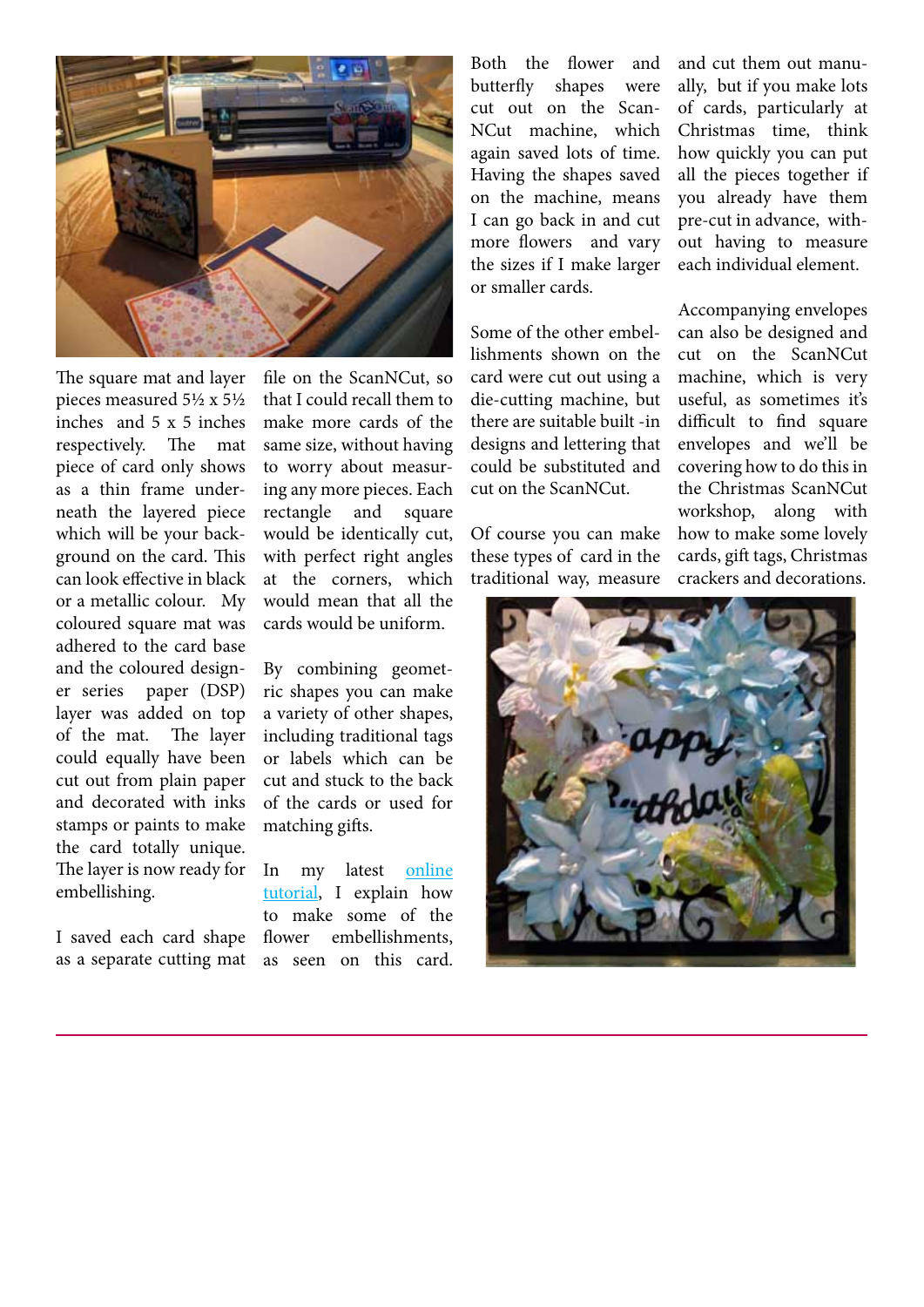The square mat and layer pieces measured 5½ x 5½ inches and 5 x 5 inches respectively. The mat piece of card only shows as a thin frame underneath the layered piece which will be your background on the card. This can look effective in black or a metallic colour. My coloured square mat was adhered to the card base and the coloured designer series paper (DSP) layer was added on top of the mat. The layer could equally have been cut out from plain paper and decorated with inks stamps or paints to make the card totally unique. The layer is now ready for embellishing.

I saved each card shape as a separate cutting mat file on the ScanNCut, so that I could recall them to make more cards of the same size, without having to worry about measuring any more pieces. Each rectangle and square would be identically cut, with perfect right angles at the corners, which would mean that all the cards would be uniform.

By combining geometric shapes you can make a variety of other shapes, including traditional tags or labels which can be cut and stuck to the back of the cards or used for matching gifts.

In my latest [online tutorial](), I explain how to make some of the flower embellishments, as seen on this card.

Both the flower and butterfly shapes were cut out on the ScanNCut machine, which again saved lots of time. Having the shapes saved on the machine, means I can go back in and cut more flowers and vary the sizes if I make larger or smaller cards.

Some of the other embellishments shown on the card were cut out using a die-cutting machine, but there are suitable built -in designs and lettering that could be substituted and cut on the ScanNCut.

Of course you can make these types of card in the traditional way, measure and cut them out manually, but if you make lots of cards, particularly at Christmas time, think how quickly you can put all the pieces together if you already have them pre-cut in advance, without having to measure each individual element.

Accompanying envelopes can also be designed and cut on the ScanNCut machine, which is very useful, as sometimes it's difficult to find square envelopes and we'll be covering how to do this in the Christmas ScanNCut workshop, along with how to make some lovely cards, gift tags, Christmas crackers and decorations.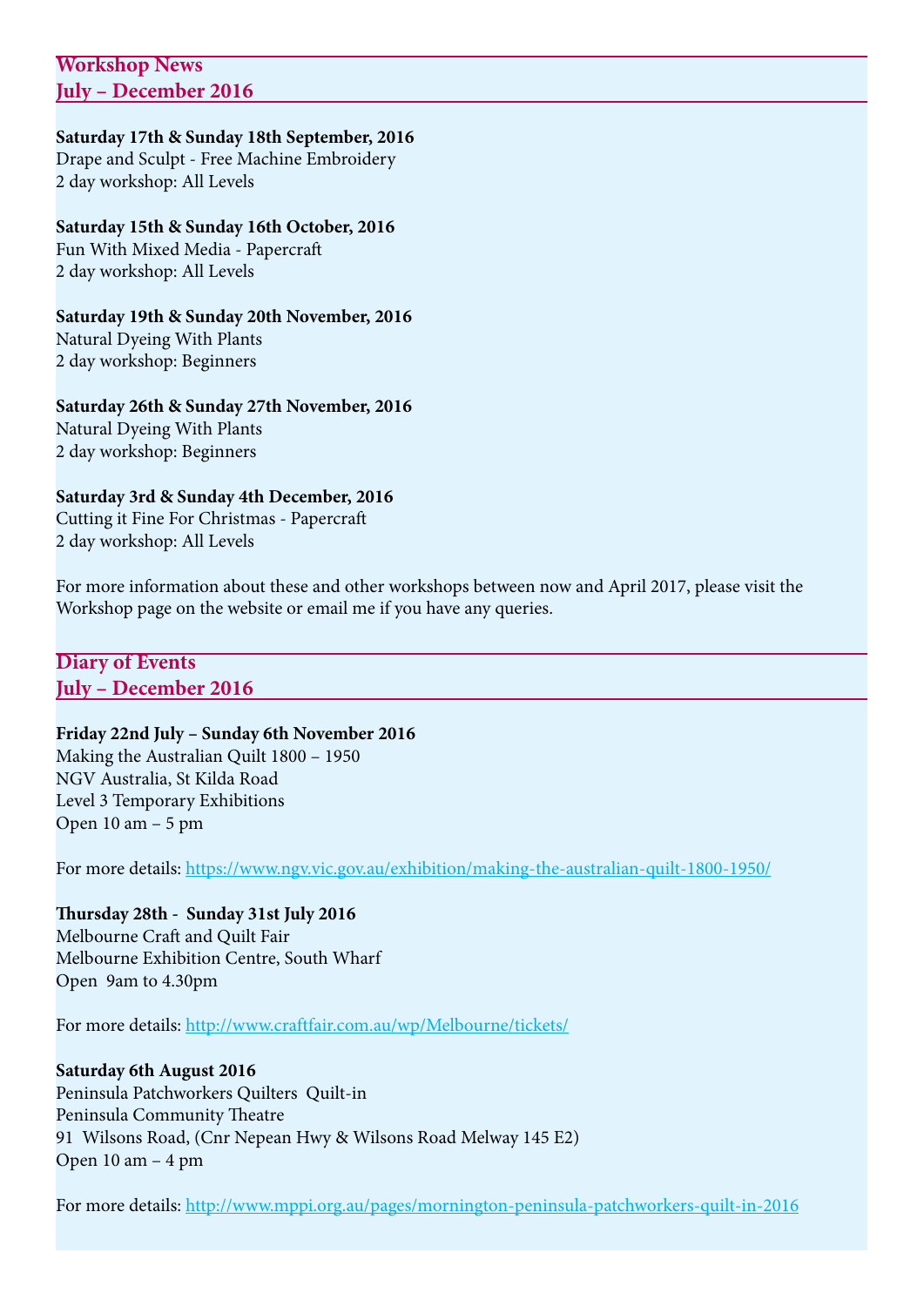## Workshop News
## July – December 2016

**Saturday 17th & Sunday 18th September, 2016**
Drape and Sculpt - Free Machine Embroidery
2 day workshop: All Levels

**Saturday 15th & Sunday 16th October, 2016**
Fun With Mixed Media - Papercraft
2 day workshop: All Levels

**Saturday 19th & Sunday 20th November, 2016**
Natural Dyeing With Plants
2 day workshop: Beginners

**Saturday 26th & Sunday 27th November, 2016**
Natural Dyeing With Plants
2 day workshop: Beginners

**Saturday 3rd & Sunday 4th December, 2016**
Cutting it Fine For Christmas - Papercraft
2 day workshop: All Levels

For more information about these and other workshops between now and April 2017, please visit the Workshop page on the website or email me if you have any queries.

## Diary of Events
## July – December 2016

**Friday 22nd July – Sunday 6th November 2016**
Making the Australian Quilt 1800 – 1950
NGV Australia, St Kilda Road
Level 3 Temporary Exhibitions
Open 10 am – 5 pm

For more details: https://www.ngv.vic.gov.au/exhibition/making-the-australian-quilt-1800-1950/

**Thursday 28th - Sunday 31st July 2016**
Melbourne Craft and Quilt Fair
Melbourne Exhibition Centre, South Wharf
Open 9am to 4.30pm

For more details: http://www.craftfair.com.au/wp/Melbourne/tickets/

**Saturday 6th August 2016**
Peninsula Patchworkers Quilters Quilt-in
Peninsula Community Theatre
91 Wilsons Road, (Cnr Nepean Hwy & Wilsons Road Melway 145 E2)
Open 10 am – 4 pm

For more details: http://www.mppi.org.au/pages/mornington-peninsula-patchworkers-quilt-in-2016